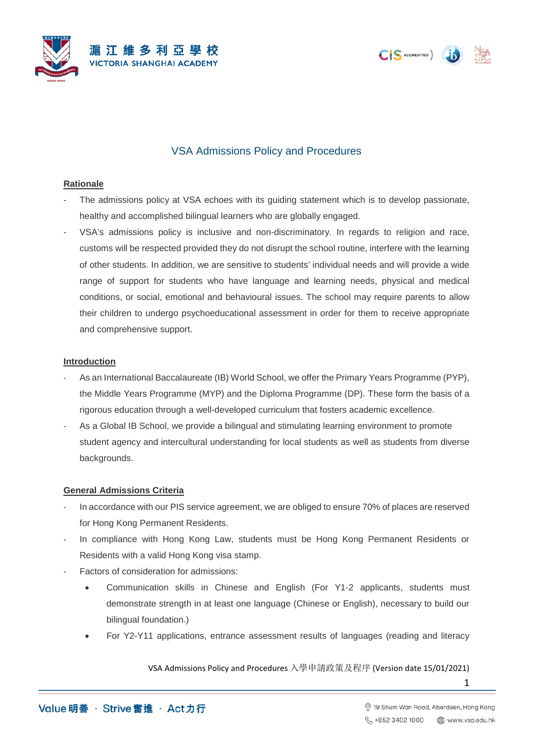# VSA Admissions Policy and Procedures

## Rationale

- The admissions policy at VSA echoes with its guiding statement which is to develop passionate, healthy and accomplished bilingual learners who are globally engaged.
- VSA's admissions policy is inclusive and non-discriminatory. In regards to religion and race, customs will be respected provided they do not disrupt the school routine, interfere with the learning of other students. In addition, we are sensitive to students' individual needs and will provide a wide range of support for students who have language and learning needs, physical and medical conditions, or social, emotional and behavioural issues. The school may require parents to allow their children to undergo psychoeducational assessment in order for them to receive appropriate and comprehensive support.

## Introduction

- As an International Baccalaureate (IB) World School, we offer the Primary Years Programme (PYP), the Middle Years Programme (MYP) and the Diploma Programme (DP). These form the basis of a rigorous education through a well-developed curriculum that fosters academic excellence.
- As a Global IB School, we provide a bilingual and stimulating learning environment to promote student agency and intercultural understanding for local students as well as students from diverse backgrounds.

## General Admissions Criteria

- In accordance with our PIS service agreement, we are obliged to ensure 70% of places are reserved for Hong Kong Permanent Residents.
- In compliance with Hong Kong Law, students must be Hong Kong Permanent Residents or Residents with a valid Hong Kong visa stamp.
- Factors of consideration for admissions:
  - Communication skills in Chinese and English (For Y1-2 applicants, students must demonstrate strength in at least one language (Chinese or English), necessary to build our bilingual foundation.)
  - For Y2-Y11 applications, entrance assessment results of languages (reading and literacy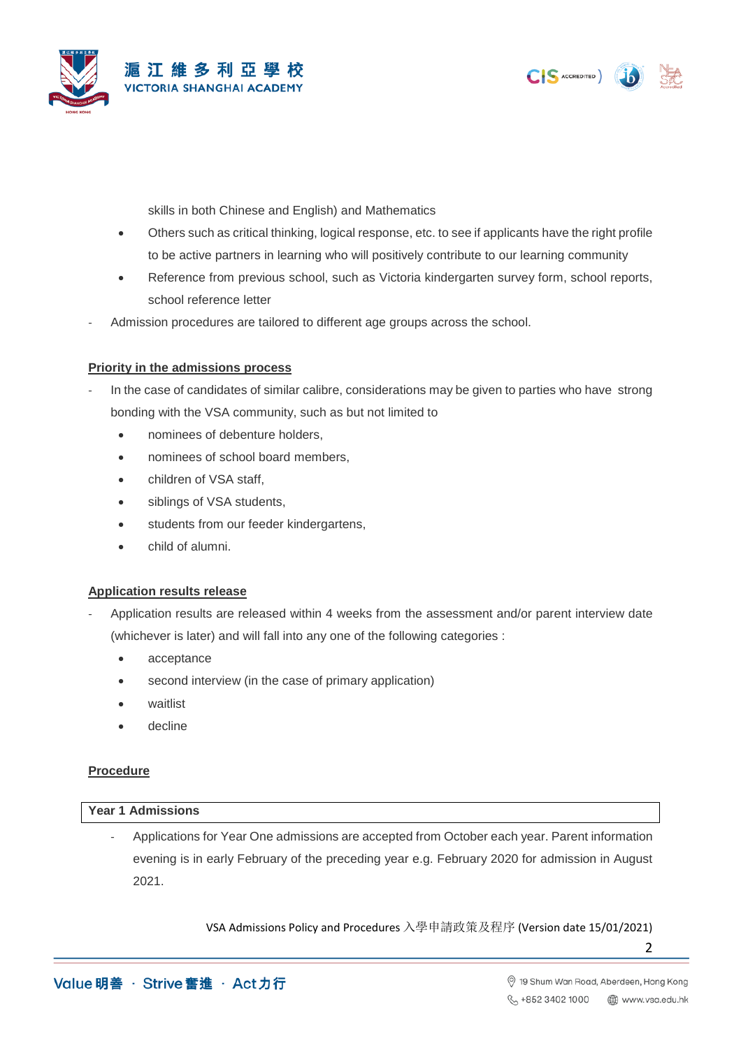skills in both Chinese and English) and Mathematics

- Others such as critical thinking, logical response, etc. to see if applicants have the right profile to be active partners in learning who will positively contribute to our learning community
- Reference from previous school, such as Victoria kindergarten survey form, school reports, school reference letter

- Admission procedures are tailored to different age groups across the school.

**Priority in the admissions process**

- In the case of candidates of similar calibre, considerations may be given to parties who have strong bonding with the VSA community, such as but not limited to
  - nominees of debenture holders,
  - nominees of school board members,
  - children of VSA staff,
  - siblings of VSA students,
  - students from our feeder kindergartens,
  - child of alumni.

**Application results release**

- Application results are released within 4 weeks from the assessment and/or parent interview date (whichever is later) and will fall into any one of the following categories :
  - acceptance
  - second interview (in the case of primary application)
  - waitlist
  - decline

**Procedure**

| **Year 1 Admissions** |
|---|

- Applications for Year One admissions are accepted from October each year. Parent information evening is in early February of the preceding year e.g. February 2020 for admission in August 2021.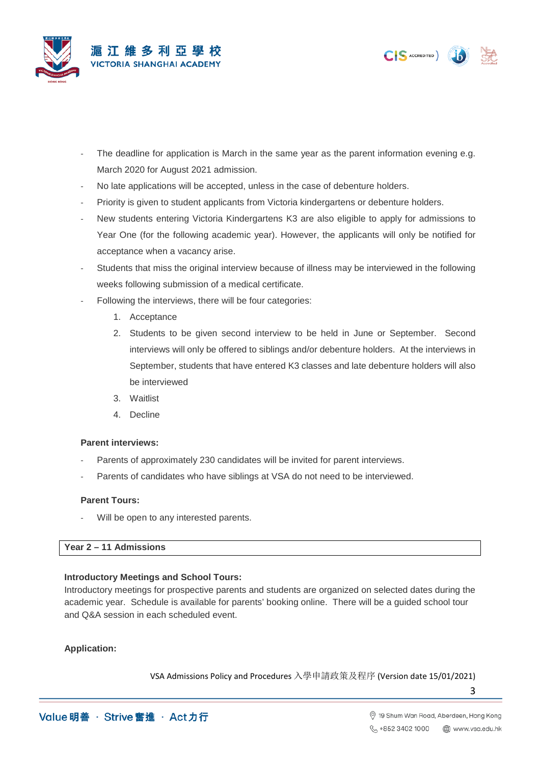- The deadline for application is March in the same year as the parent information evening e.g. March 2020 for August 2021 admission.
- No late applications will be accepted, unless in the case of debenture holders.
- Priority is given to student applicants from Victoria kindergartens or debenture holders.
- New students entering Victoria Kindergartens K3 are also eligible to apply for admissions to Year One (for the following academic year). However, the applicants will only be notified for acceptance when a vacancy arise.
- Students that miss the original interview because of illness may be interviewed in the following weeks following submission of a medical certificate.
- Following the interviews, there will be four categories:
    1. Acceptance
    2. Students to be given second interview to be held in June or September. Second interviews will only be offered to siblings and/or debenture holders. At the interviews in September, students that have entered K3 classes and late debenture holders will also be interviewed
    3. Waitlist
    4. Decline

**Parent interviews:**

- Parents of approximately 230 candidates will be invited for parent interviews.
- Parents of candidates who have siblings at VSA do not need to be interviewed.

**Parent Tours:**

- Will be open to any interested parents.

## Year 2 – 11 Admissions

**Introductory Meetings and School Tours:**

Introductory meetings for prospective parents and students are organized on selected dates during the academic year. Schedule is available for parents' booking online. There will be a guided school tour and Q&A session in each scheduled event.

**Application:**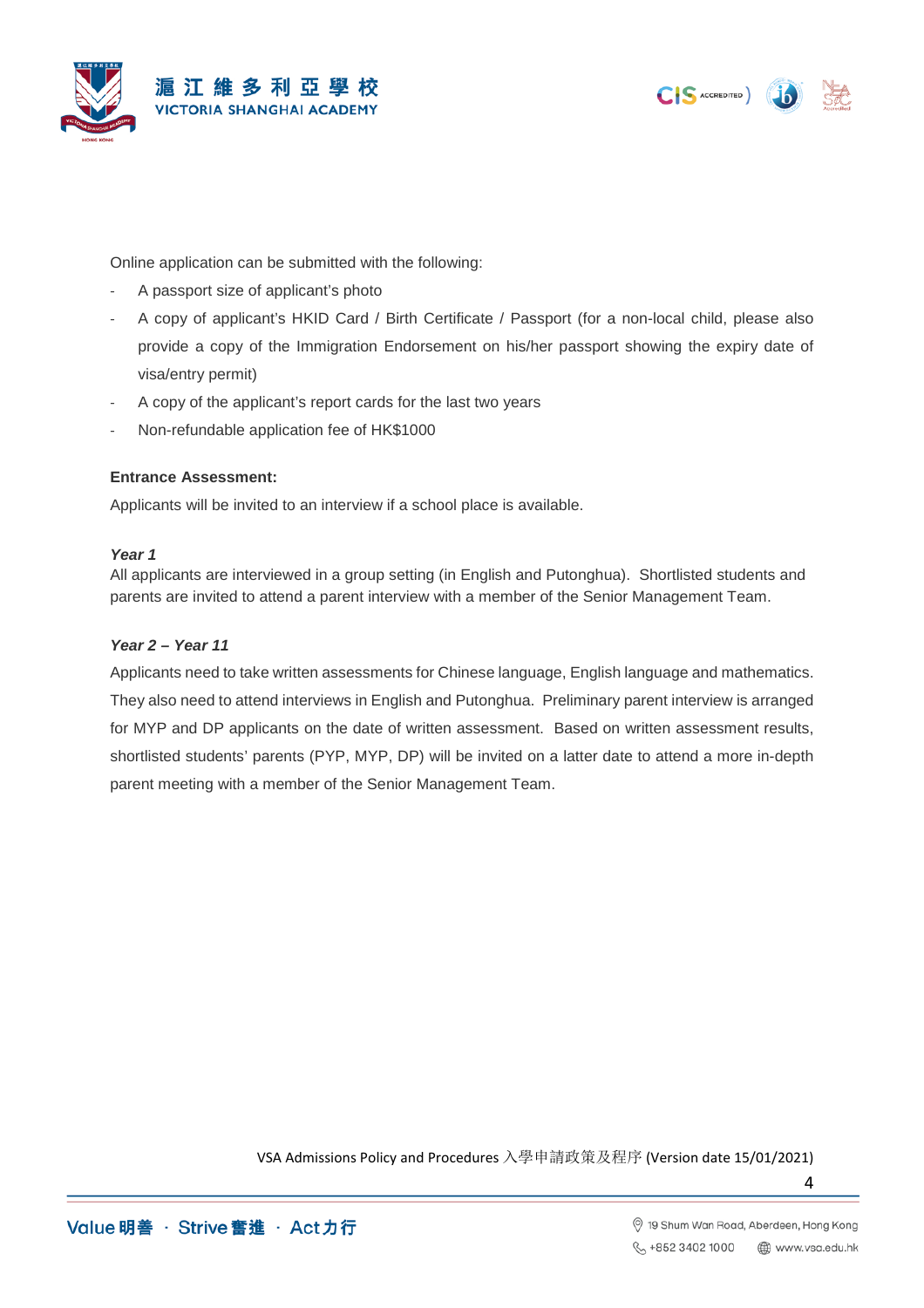Online application can be submitted with the following:

- A passport size of applicant's photo
- A copy of applicant's HKID Card / Birth Certificate / Passport (for a non-local child, please also provide a copy of the Immigration Endorsement on his/her passport showing the expiry date of visa/entry permit)
- A copy of the applicant's report cards for the last two years
- Non-refundable application fee of HK$1000

**Entrance Assessment:**

Applicants will be invited to an interview if a school place is available.

***Year 1***

All applicants are interviewed in a group setting (in English and Putonghua). Shortlisted students and parents are invited to attend a parent interview with a member of the Senior Management Team.

***Year 2 – Year 11***

Applicants need to take written assessments for Chinese language, English language and mathematics. They also need to attend interviews in English and Putonghua. Preliminary parent interview is arranged for MYP and DP applicants on the date of written assessment. Based on written assessment results, shortlisted students' parents (PYP, MYP, DP) will be invited on a latter date to attend a more in-depth parent meeting with a member of the Senior Management Team.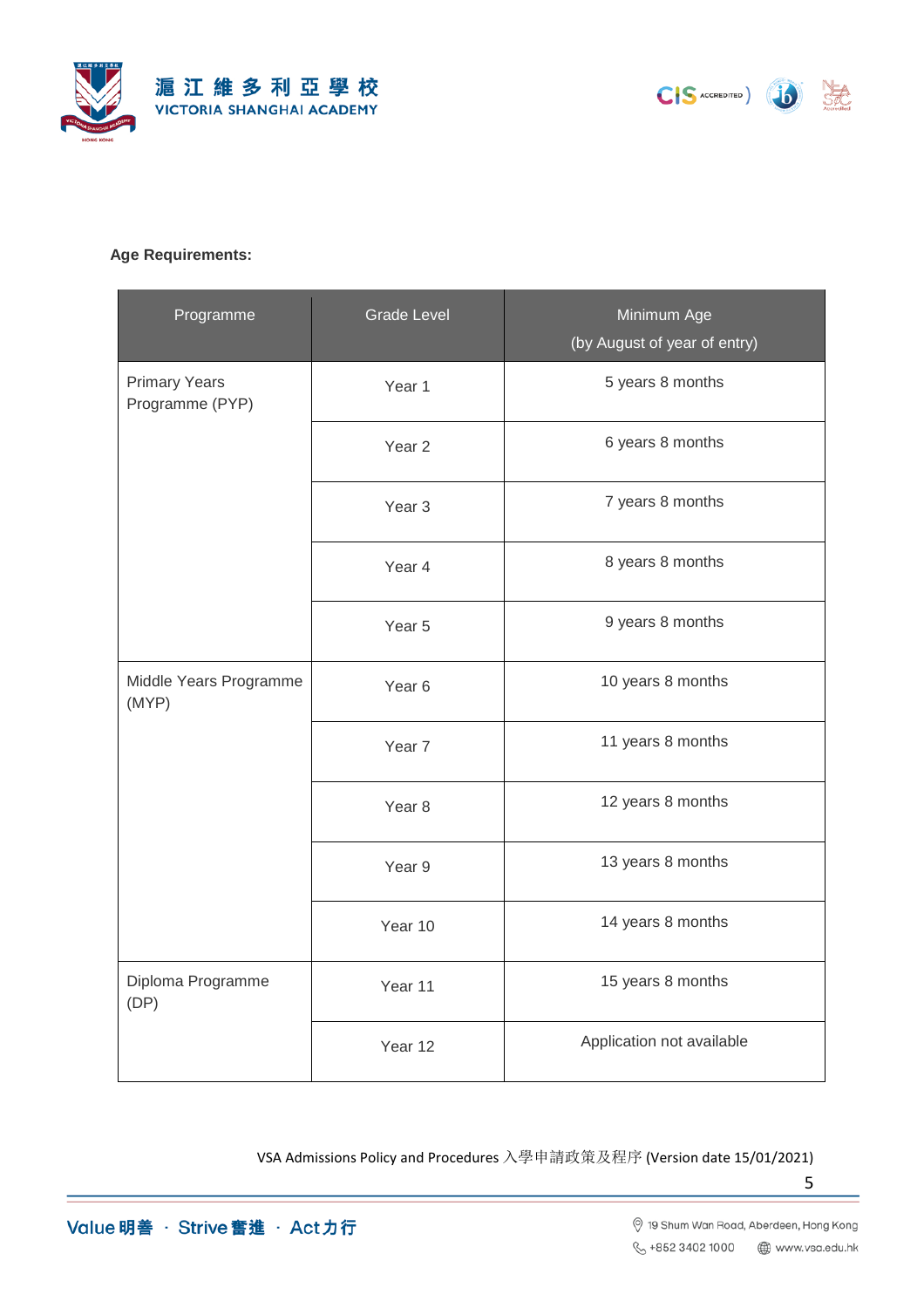**Age Requirements:**

| Programme | Grade Level | Minimum Age (by August of year of entry) |
|---|---|---|
| Primary Years Programme (PYP) | Year 1 | 5 years 8 months |
| | Year 2 | 6 years 8 months |
| | Year 3 | 7 years 8 months |
| | Year 4 | 8 years 8 months |
| | Year 5 | 9 years 8 months |
| Middle Years Programme (MYP) | Year 6 | 10 years 8 months |
| | Year 7 | 11 years 8 months |
| | Year 8 | 12 years 8 months |
| | Year 9 | 13 years 8 months |
| | Year 10 | 14 years 8 months |
| Diploma Programme (DP) | Year 11 | 15 years 8 months |
| | Year 12 | Application not available |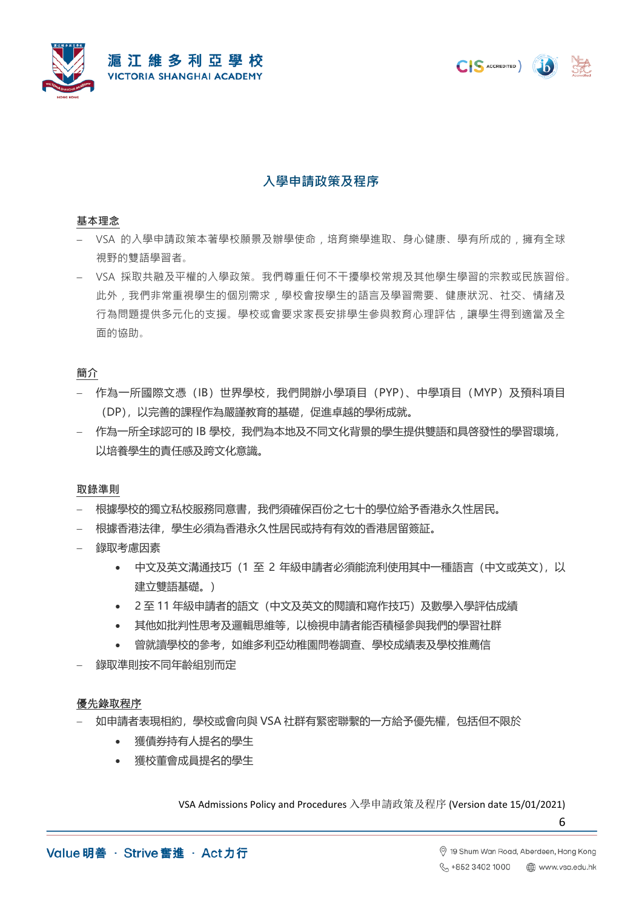## 入學申請政策及程序

### 基本理念

- VSA 的入學申請政策本著學校願景及辦學使命，培育樂學進取、身心健康、學有所成的，擁有全球視野的雙語學習者。
- VSA 採取共融及平權的入學政策。我們尊重任何不干擾學校常規及其他學生學習的宗教或民族習俗。此外，我們非常重視學生的個別需求，學校會按學生的語言及學習需要、健康狀況、社交、情緒及行為問題提供多元化的支援。學校或會要求家長安排學生參與教育心理評估，讓學生得到適當及全面的協助。

### 簡介

- 作為一所國際文憑（IB）世界學校，我們開辦小學項目（PYP）、中學項目（MYP）及預科項目（DP），以完善的課程作為嚴謹教育的基礎，促進卓越的學術成就。
- 作為一所全球認可的 IB 學校，我們為本地及不同文化背景的學生提供雙語和具啓發性的學習環境，以培養學生的責任感及跨文化意識。

### 取錄準則

- 根據學校的獨立私校服務同意書，我們須確保百份之七十的學位給予香港永久性居民。
- 根據香港法律，學生必須為香港永久性居民或持有有效的香港居留簽証。
- 錄取考慮因素
  - 中文及英文溝通技巧（1 至 2 年級申請者必須能流利使用其中一種語言（中文或英文），以建立雙語基礎。）
  - 2 至 11 年級申請者的語文（中文及英文的閱讀和寫作技巧）及數學入學評估成績
  - 其他如批判性思考及邏輯思維等，以檢視申請者能否積極參與我們的學習社群
  - 曾就讀學校的參考，如維多利亞幼稚園問卷調查、學校成績表及學校推薦信
- 錄取準則按不同年齡組別而定

### 優先錄取程序

- 如申請者表現相約，學校或會向與 VSA 社群有緊密聯繫的一方給予優先權，包括但不限於
  - 獲債券持有人提名的學生
  - 獲校董會成員提名的學生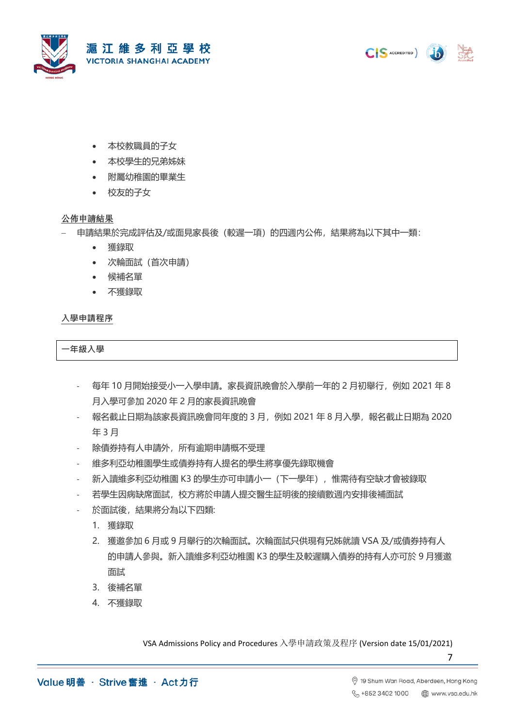- 本校教職員的子女
- 本校學生的兄弟姊妹
- 附屬幼稚園的畢業生
- 校友的子女

**公佈申請結果**

- 申請結果於完成評估及/或面見家長後（較遲一項）的四週內公佈，結果將為以下其中一類：
  - 獲錄取
  - 次輪面試（首次申請）
  - 候補名單
  - 不獲錄取

**入學申請程序**

**一年級入學**

- 每年 10 月開始接受小一入學申請。家長資訊晚會於入學前一年的 2 月初舉行，例如 2021 年 8 月入學可參加 2020 年 2 月的家長資訊晚會
- 報名截止日期為該家長資訊晚會同年度的 3 月，例如 2021 年 8 月入學，報名截止日期為 2020 年 3 月
- 除債券持有人申請外，所有逾期申請概不受理
- 維多利亞幼稚園學生或債券持有人提名的學生將享優先錄取機會
- 新入讀維多利亞幼稚園 K3 的學生亦可申請小一（下一學年），惟需待有空缺才會被錄取
- 若學生因病缺席面試，校方將於申請人提交醫生証明後的接續數週內安排後補面試
- 於面試後，結果將分為以下四類:
  1. 獲錄取
  2. 獲邀參加 6 月或 9 月舉行的次輪面試。次輪面試只供現有兄姊就讀 VSA 及/或債券持有人的申請人參與。新入讀維多利亞幼稚園 K3 的學生及較遲購入債券的持有人亦可於 9 月獲邀面試
  3. 後補名單
  4. 不獲錄取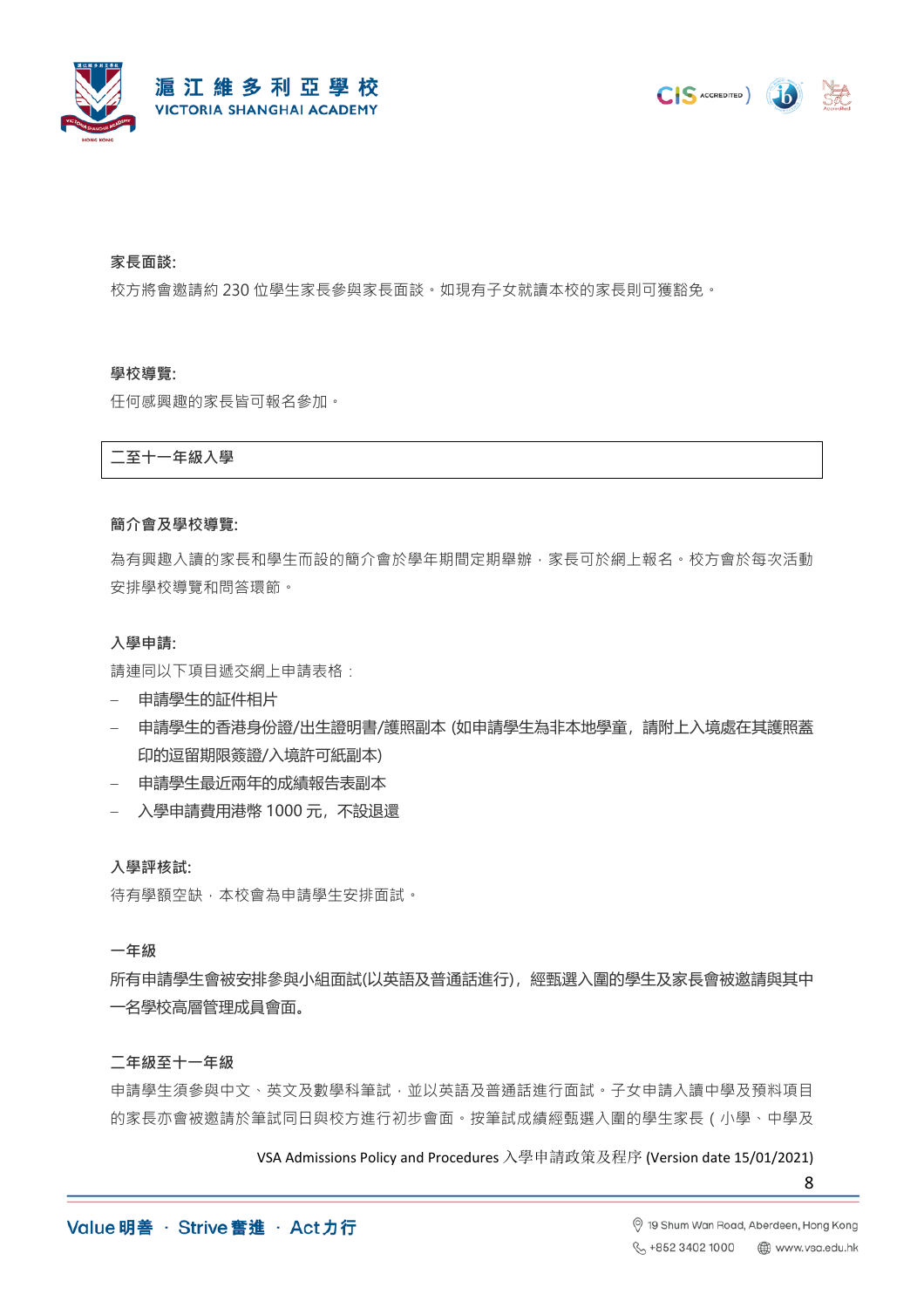**家長面談:**

校方將會邀請約 230 位學生家長參與家長面談。如現有子女就讀本校的家長則可獲豁免。

**學校導覽:**

任何感興趣的家長皆可報名參加。

## 二至十一年級入學

**簡介會及學校導覽:**

為有興趣入讀的家長和學生而設的簡介會於學年期間定期舉辦，家長可於網上報名。校方會於每次活動安排學校導覽和問答環節。

**入學申請:**

請連同以下項目遞交網上申請表格：

- 申請學生的證件相片
- 申請學生的香港身份證/出生證明書/護照副本 (如申請學生為非本地學童，請附上入境處在其護照蓋印的逗留期限簽證/入境許可紙副本)
- 申請學生最近兩年的成績報告表副本
- 入學申請費用港幣 1000 元，不設退還

**入學評核試:**

待有學額空缺，本校會為申請學生安排面試。

**一年級**

所有申請學生會被安排參與小組面試(以英語及普通話進行)，經甄選入圍的學生及家長會被邀請與其中一名學校高層管理成員會面。

**二年級至十一年級**

申請學生須參與中文、英文及數學科筆試，並以英語及普通話進行面試。子女申請入讀中學及預料項目的家長亦會被邀請於筆試同日與校方進行初步會面。按筆試成績經甄選入圍的學生家長（小學、中學及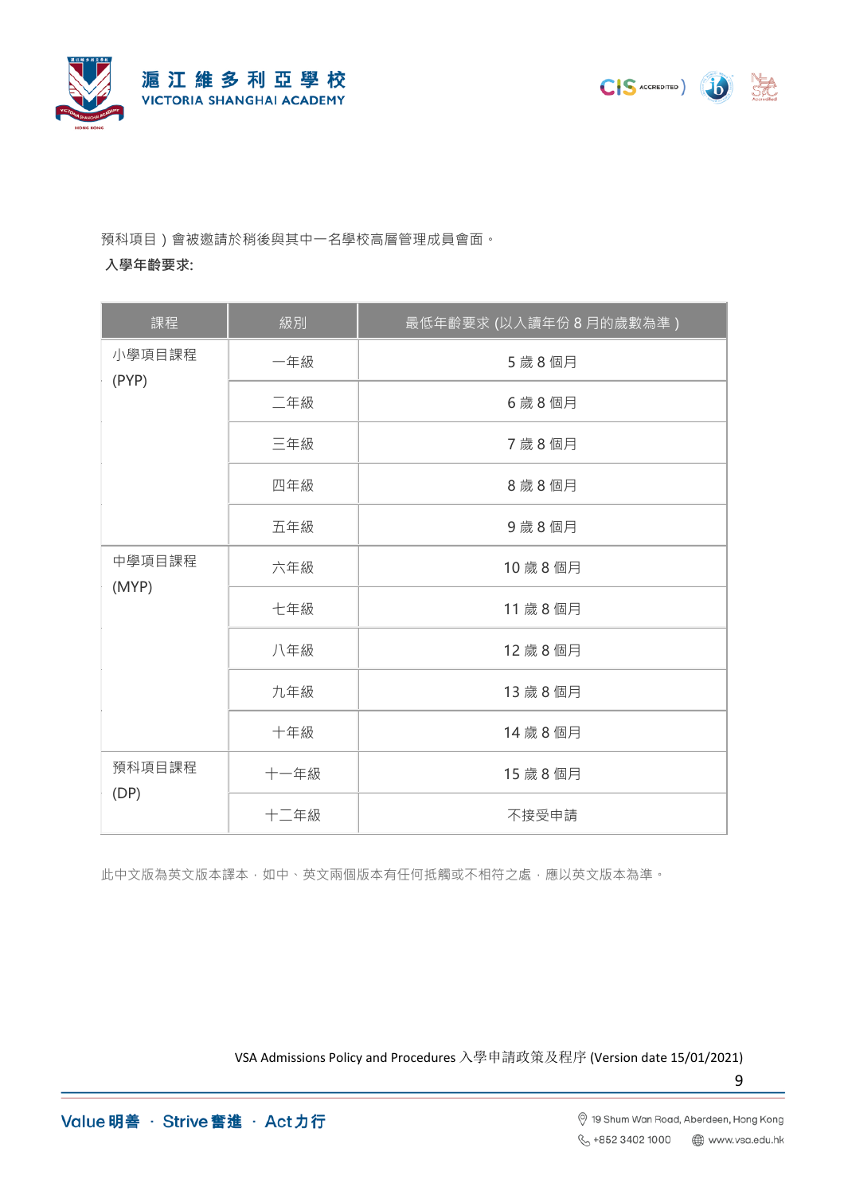預科項目）會被邀請於稍後與其中一名學校高層管理成員會面。

**入學年齡要求:**

| 課程 | 級別 | 最低年齡要求 (以入讀年份 8 月的歲數為準） |
|---|---|---|
| 小學項目課程 (PYP) | 一年級 | 5 歲 8 個月 |
| | 二年級 | 6 歲 8 個月 |
| | 三年級 | 7 歲 8 個月 |
| | 四年級 | 8 歲 8 個月 |
| | 五年級 | 9 歲 8 個月 |
| 中學項目課程 (MYP) | 六年級 | 10 歲 8 個月 |
| | 七年級 | 11 歲 8 個月 |
| | 八年級 | 12 歲 8 個月 |
| | 九年級 | 13 歲 8 個月 |
| | 十年級 | 14 歲 8 個月 |
| 預科項目課程 (DP) | 十一年級 | 15 歲 8 個月 |
| | 十二年級 | 不接受申請 |

此中文版為英文版本譯本，如中、英文兩個版本有任何抵觸或不相符之處，應以英文版本為準。